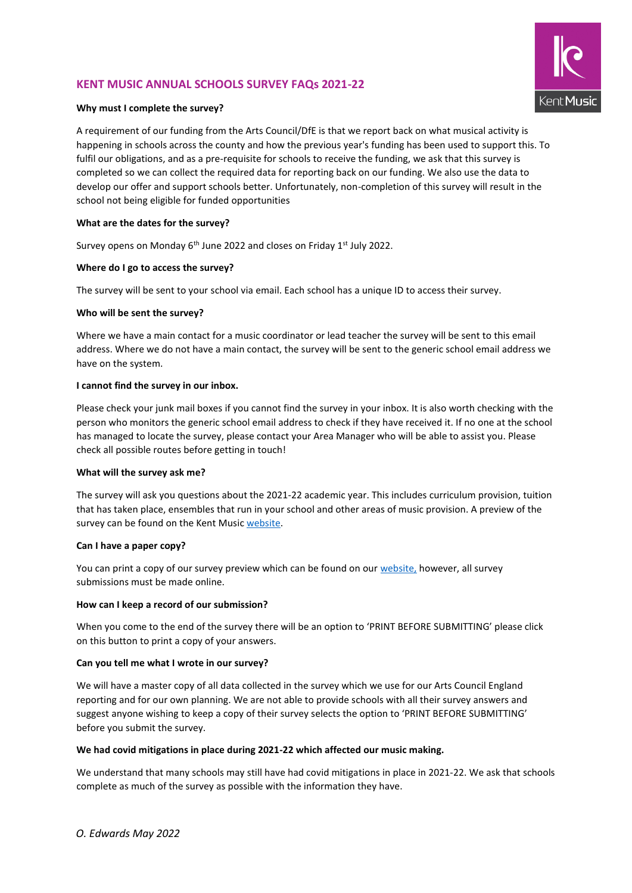# KENT MUSIC ANNUAL SCHOOLS SURVEY FAQs 2021-22

**Why must I complete the survey?**

A requirement of our funding from the Arts Council/DfE is that we report back on what musical activity is happening in schools across the county and how the previous year's funding has been used to support this. To fulfil our obligations, and as a pre-requisite for schools to receive the funding, we ask that this survey is completed so we can collect the required data for reporting back on our funding. We also use the data to develop our offer and support schools better. Unfortunately, non-completion of this survey will result in the school not being eligible for funded opportunities

**What are the dates for the survey?**

Survey opens on Monday 6th June 2022 and closes on Friday 1st July 2022.

**Where do I go to access the survey?**

The survey will be sent to your school via email. Each school has a unique ID to access their survey.

**Who will be sent the survey?**

Where we have a main contact for a music coordinator or lead teacher the survey will be sent to this email address. Where we do not have a main contact, the survey will be sent to the generic school email address we have on the system.

**I cannot find the survey in our inbox.**

Please check your junk mail boxes if you cannot find the survey in your inbox. It is also worth checking with the person who monitors the generic school email address to check if they have received it. If no one at the school has managed to locate the survey, please contact your Area Manager who will be able to assist you. Please check all possible routes before getting in touch!

**What will the survey ask me?**

The survey will ask you questions about the 2021-22 academic year. This includes curriculum provision, tuition that has taken place, ensembles that run in your school and other areas of music provision. A preview of the survey can be found on the Kent Music website.

**Can I have a paper copy?**

You can print a copy of our survey preview which can be found on our website, however, all survey submissions must be made online.

**How can I keep a record of our submission?**

When you come to the end of the survey there will be an option to 'PRINT BEFORE SUBMITTING' please click on this button to print a copy of your answers.

**Can you tell me what I wrote in our survey?**

We will have a master copy of all data collected in the survey which we use for our Arts Council England reporting and for our own planning. We are not able to provide schools with all their survey answers and suggest anyone wishing to keep a copy of their survey selects the option to 'PRINT BEFORE SUBMITTING' before you submit the survey.

**We had covid mitigations in place during 2021-22 which affected our music making.**

We understand that many schools may still have had covid mitigations in place in 2021-22. We ask that schools complete as much of the survey as possible with the information they have.

*O. Edwards May 2022*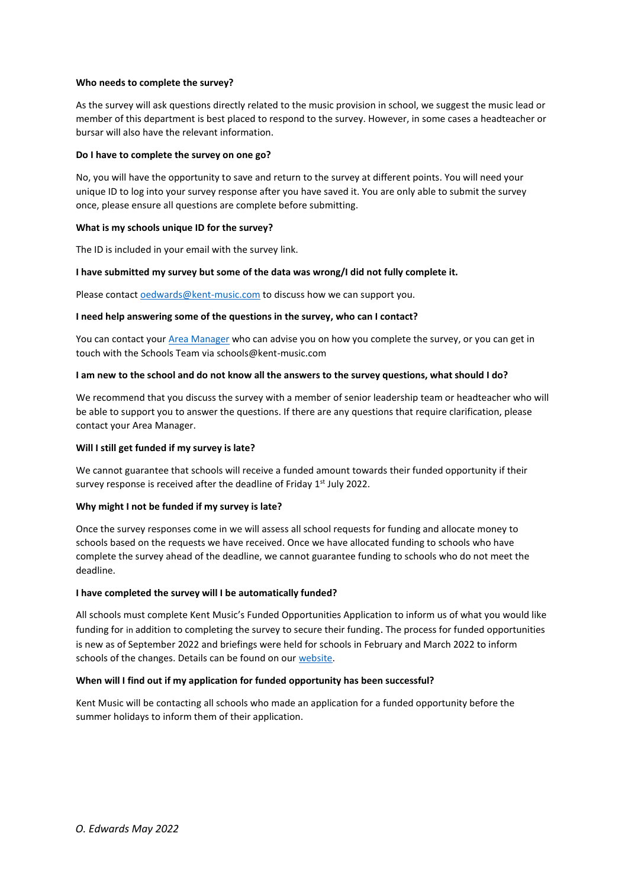**Who needs to complete the survey?**

As the survey will ask questions directly related to the music provision in school, we suggest the music lead or member of this department is best placed to respond to the survey. However, in some cases a headteacher or bursar will also have the relevant information.

**Do I have to complete the survey on one go?**

No, you will have the opportunity to save and return to the survey at different points. You will need your unique ID to log into your survey response after you have saved it. You are only able to submit the survey once, please ensure all questions are complete before submitting.

**What is my schools unique ID for the survey?**

The ID is included in your email with the survey link.

**I have submitted my survey but some of the data was wrong/I did not fully complete it.**

Please contact oedwards@kent-music.com to discuss how we can support you.

**I need help answering some of the questions in the survey, who can I contact?**

You can contact your Area Manager who can advise you on how you complete the survey, or you can get in touch with the Schools Team via schools@kent-music.com

**I am new to the school and do not know all the answers to the survey questions, what should I do?**

We recommend that you discuss the survey with a member of senior leadership team or headteacher who will be able to support you to answer the questions. If there are any questions that require clarification, please contact your Area Manager.

**Will I still get funded if my survey is late?**

We cannot guarantee that schools will receive a funded amount towards their funded opportunity if their survey response is received after the deadline of Friday 1st July 2022.

**Why might I not be funded if my survey is late?**

Once the survey responses come in we will assess all school requests for funding and allocate money to schools based on the requests we have received. Once we have allocated funding to schools who have complete the survey ahead of the deadline, we cannot guarantee funding to schools who do not meet the deadline.

**I have completed the survey will I be automatically funded?**

All schools must complete Kent Music's Funded Opportunities Application to inform us of what you would like funding for in addition to completing the survey to secure their funding. The process for funded opportunities is new as of September 2022 and briefings were held for schools in February and March 2022 to inform schools of the changes. Details can be found on our website.

**When will I find out if my application for funded opportunity has been successful?**

Kent Music will be contacting all schools who made an application for a funded opportunity before the summer holidays to inform them of their application.

*O. Edwards May 2022*